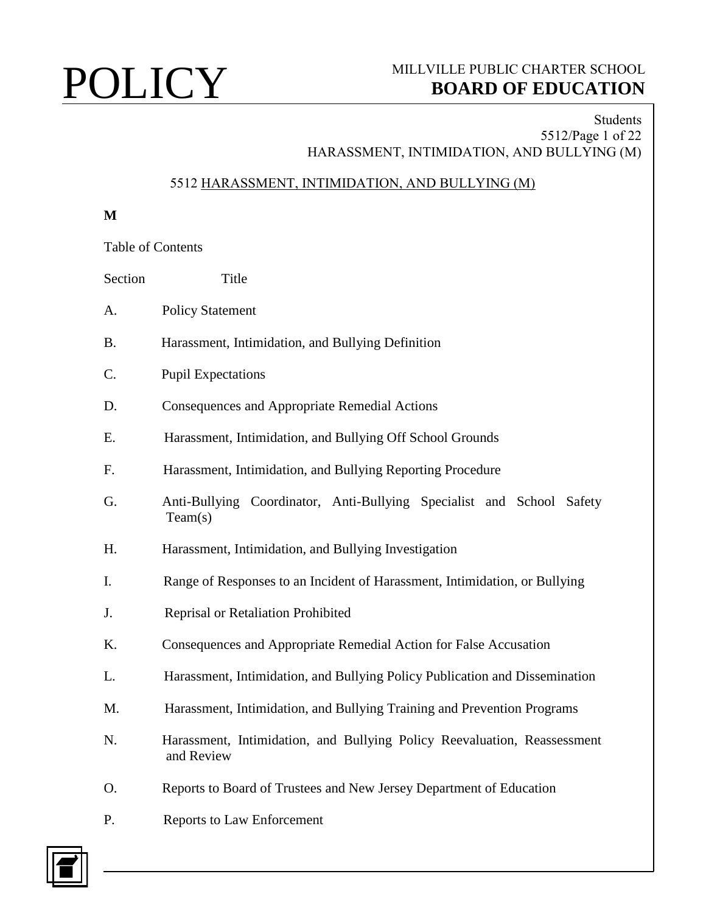# POLICY

MILLVILLE PUBLIC CHARTER SCHOOL
**BOARD OF EDUCATION**

## 5512 HARASSMENT, INTIMIDATION, AND BULLYING (M)

**M**

Table of Contents

| Section | Title |
|---|---|
| A. | Policy Statement |
| B. | Harassment, Intimidation, and Bullying Definition |
| C. | Pupil Expectations |
| D. | Consequences and Appropriate Remedial Actions |
| E. | Harassment, Intimidation, and Bullying Off School Grounds |
| F. | Harassment, Intimidation, and Bullying Reporting Procedure |
| G. | Anti-Bullying Coordinator, Anti-Bullying Specialist and School Safety Team(s) |
| H. | Harassment, Intimidation, and Bullying Investigation |
| I. | Range of Responses to an Incident of Harassment, Intimidation, or Bullying |
| J. | Reprisal or Retaliation Prohibited |
| K. | Consequences and Appropriate Remedial Action for False Accusation |
| L. | Harassment, Intimidation, and Bullying Policy Publication and Dissemination |
| M. | Harassment, Intimidation, and Bullying Training and Prevention Programs |
| N. | Harassment, Intimidation, and Bullying Policy Reevaluation, Reassessment and Review |
| O. | Reports to Board of Trustees and New Jersey Department of Education |
| P. | Reports to Law Enforcement |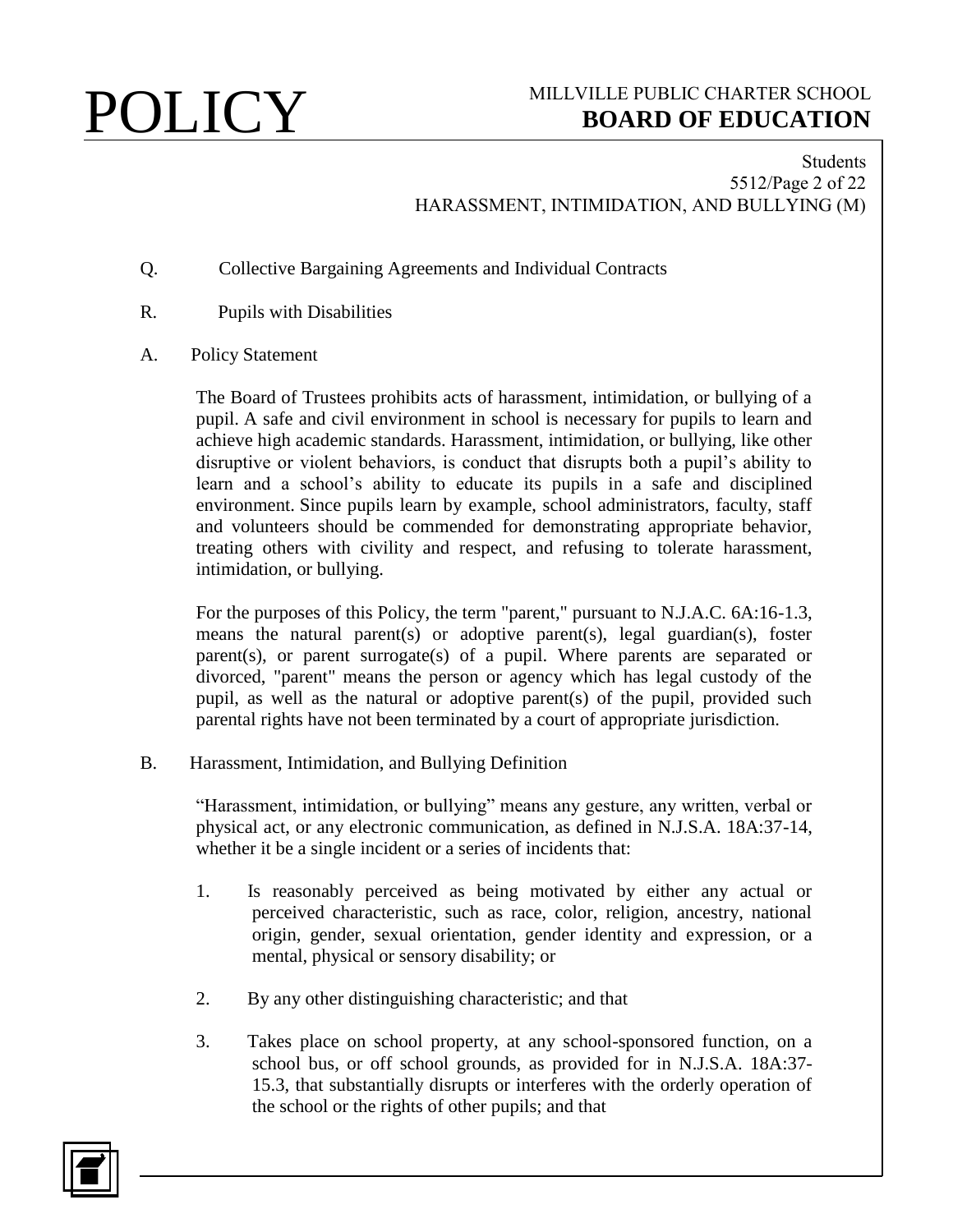Q. Collective Bargaining Agreements and Individual Contracts

R. Pupils with Disabilities

A. Policy Statement

The Board of Trustees prohibits acts of harassment, intimidation, or bullying of a pupil. A safe and civil environment in school is necessary for pupils to learn and achieve high academic standards. Harassment, intimidation, or bullying, like other disruptive or violent behaviors, is conduct that disrupts both a pupil's ability to learn and a school's ability to educate its pupils in a safe and disciplined environment. Since pupils learn by example, school administrators, faculty, staff and volunteers should be commended for demonstrating appropriate behavior, treating others with civility and respect, and refusing to tolerate harassment, intimidation, or bullying.

For the purposes of this Policy, the term "parent," pursuant to N.J.A.C. 6A:16-1.3, means the natural parent(s) or adoptive parent(s), legal guardian(s), foster parent(s), or parent surrogate(s) of a pupil. Where parents are separated or divorced, "parent" means the person or agency which has legal custody of the pupil, as well as the natural or adoptive parent(s) of the pupil, provided such parental rights have not been terminated by a court of appropriate jurisdiction.

B. Harassment, Intimidation, and Bullying Definition

"Harassment, intimidation, or bullying" means any gesture, any written, verbal or physical act, or any electronic communication, as defined in N.J.S.A. 18A:37-14, whether it be a single incident or a series of incidents that:

1. Is reasonably perceived as being motivated by either any actual or perceived characteristic, such as race, color, religion, ancestry, national origin, gender, sexual orientation, gender identity and expression, or a mental, physical or sensory disability; or

2. By any other distinguishing characteristic; and that

3. Takes place on school property, at any school-sponsored function, on a school bus, or off school grounds, as provided for in N.J.S.A. 18A:37-15.3, that substantially disrupts or interferes with the orderly operation of the school or the rights of other pupils; and that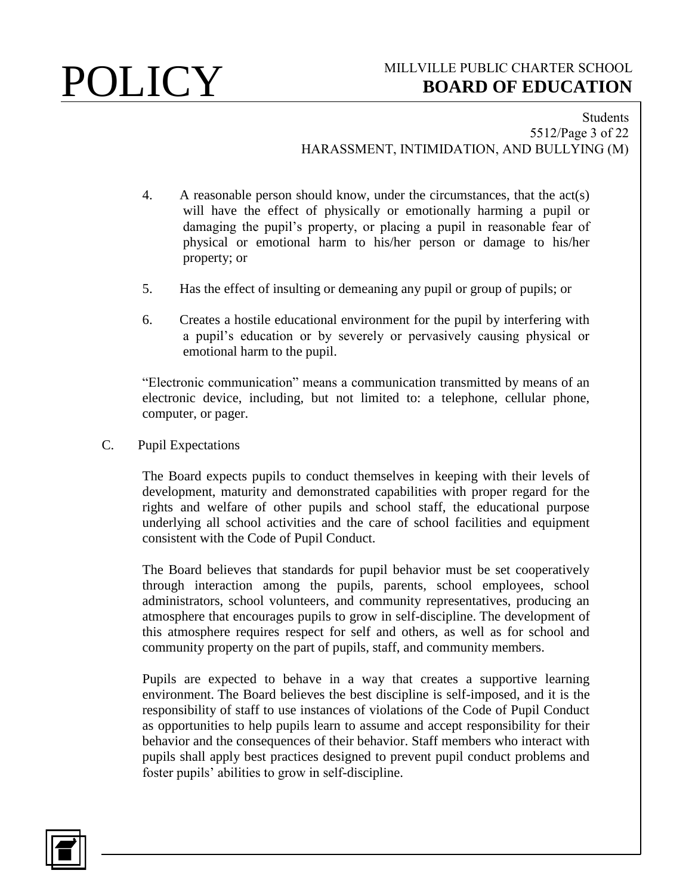4. A reasonable person should know, under the circumstances, that the act(s) will have the effect of physically or emotionally harming a pupil or damaging the pupil's property, or placing a pupil in reasonable fear of physical or emotional harm to his/her person or damage to his/her property; or

5. Has the effect of insulting or demeaning any pupil or group of pupils; or

6. Creates a hostile educational environment for the pupil by interfering with a pupil's education or by severely or pervasively causing physical or emotional harm to the pupil.

"Electronic communication" means a communication transmitted by means of an electronic device, including, but not limited to: a telephone, cellular phone, computer, or pager.

C. Pupil Expectations

The Board expects pupils to conduct themselves in keeping with their levels of development, maturity and demonstrated capabilities with proper regard for the rights and welfare of other pupils and school staff, the educational purpose underlying all school activities and the care of school facilities and equipment consistent with the Code of Pupil Conduct.

The Board believes that standards for pupil behavior must be set cooperatively through interaction among the pupils, parents, school employees, school administrators, school volunteers, and community representatives, producing an atmosphere that encourages pupils to grow in self-discipline. The development of this atmosphere requires respect for self and others, as well as for school and community property on the part of pupils, staff, and community members.

Pupils are expected to behave in a way that creates a supportive learning environment. The Board believes the best discipline is self-imposed, and it is the responsibility of staff to use instances of violations of the Code of Pupil Conduct as opportunities to help pupils learn to assume and accept responsibility for their behavior and the consequences of their behavior. Staff members who interact with pupils shall apply best practices designed to prevent pupil conduct problems and foster pupils' abilities to grow in self-discipline.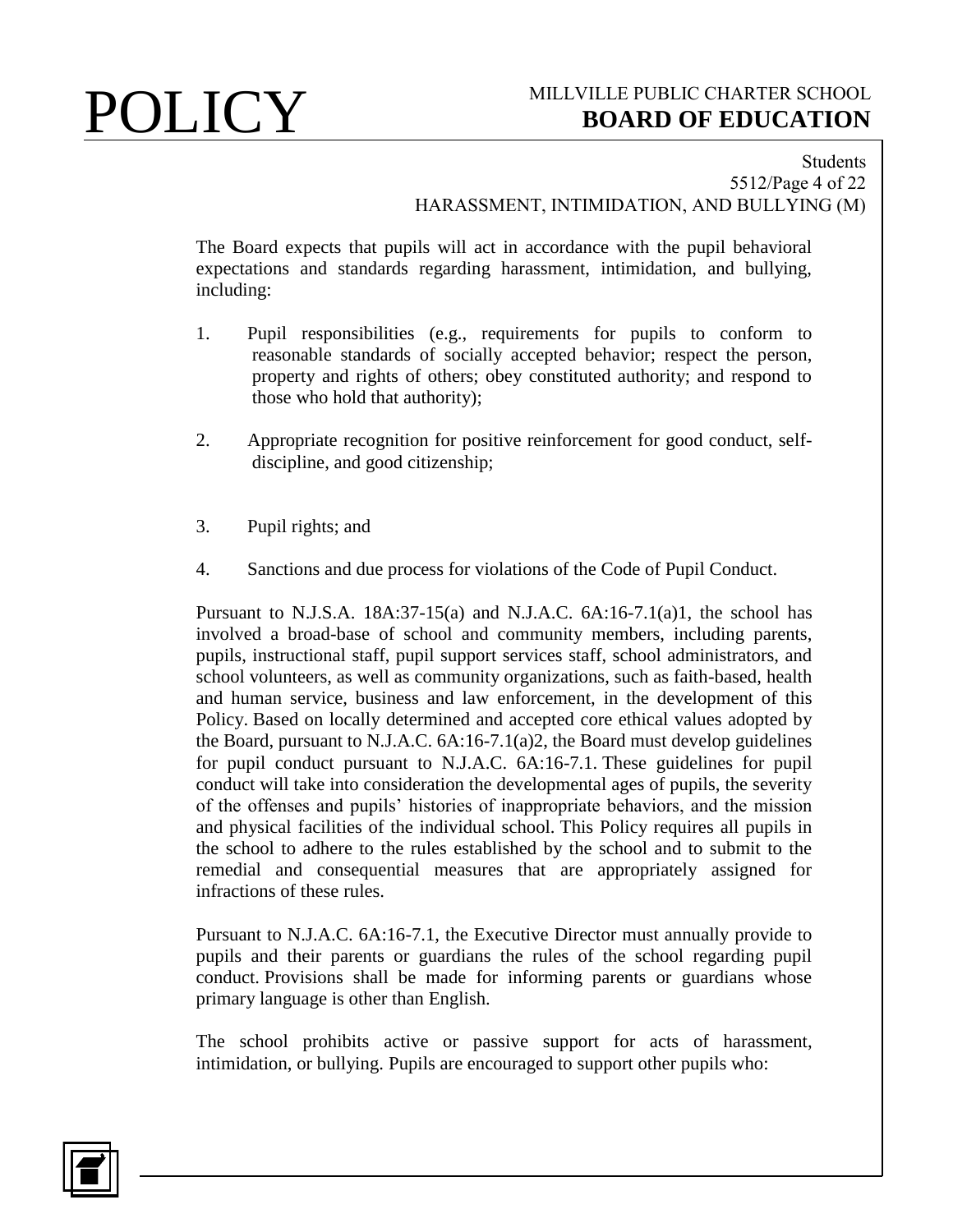The Board expects that pupils will act in accordance with the pupil behavioral expectations and standards regarding harassment, intimidation, and bullying, including:

1. Pupil responsibilities (e.g., requirements for pupils to conform to reasonable standards of socially accepted behavior; respect the person, property and rights of others; obey constituted authority; and respond to those who hold that authority);

2. Appropriate recognition for positive reinforcement for good conduct, self-discipline, and good citizenship;

3. Pupil rights; and

4. Sanctions and due process for violations of the Code of Pupil Conduct.

Pursuant to N.J.S.A. 18A:37-15(a) and N.J.A.C. 6A:16-7.1(a)1, the school has involved a broad-base of school and community members, including parents, pupils, instructional staff, pupil support services staff, school administrators, and school volunteers, as well as community organizations, such as faith-based, health and human service, business and law enforcement, in the development of this Policy. Based on locally determined and accepted core ethical values adopted by the Board, pursuant to N.J.A.C. 6A:16-7.1(a)2, the Board must develop guidelines for pupil conduct pursuant to N.J.A.C. 6A:16-7.1. These guidelines for pupil conduct will take into consideration the developmental ages of pupils, the severity of the offenses and pupils' histories of inappropriate behaviors, and the mission and physical facilities of the individual school. This Policy requires all pupils in the school to adhere to the rules established by the school and to submit to the remedial and consequential measures that are appropriately assigned for infractions of these rules.

Pursuant to N.J.A.C. 6A:16-7.1, the Executive Director must annually provide to pupils and their parents or guardians the rules of the school regarding pupil conduct. Provisions shall be made for informing parents or guardians whose primary language is other than English.

The school prohibits active or passive support for acts of harassment, intimidation, or bullying. Pupils are encouraged to support other pupils who: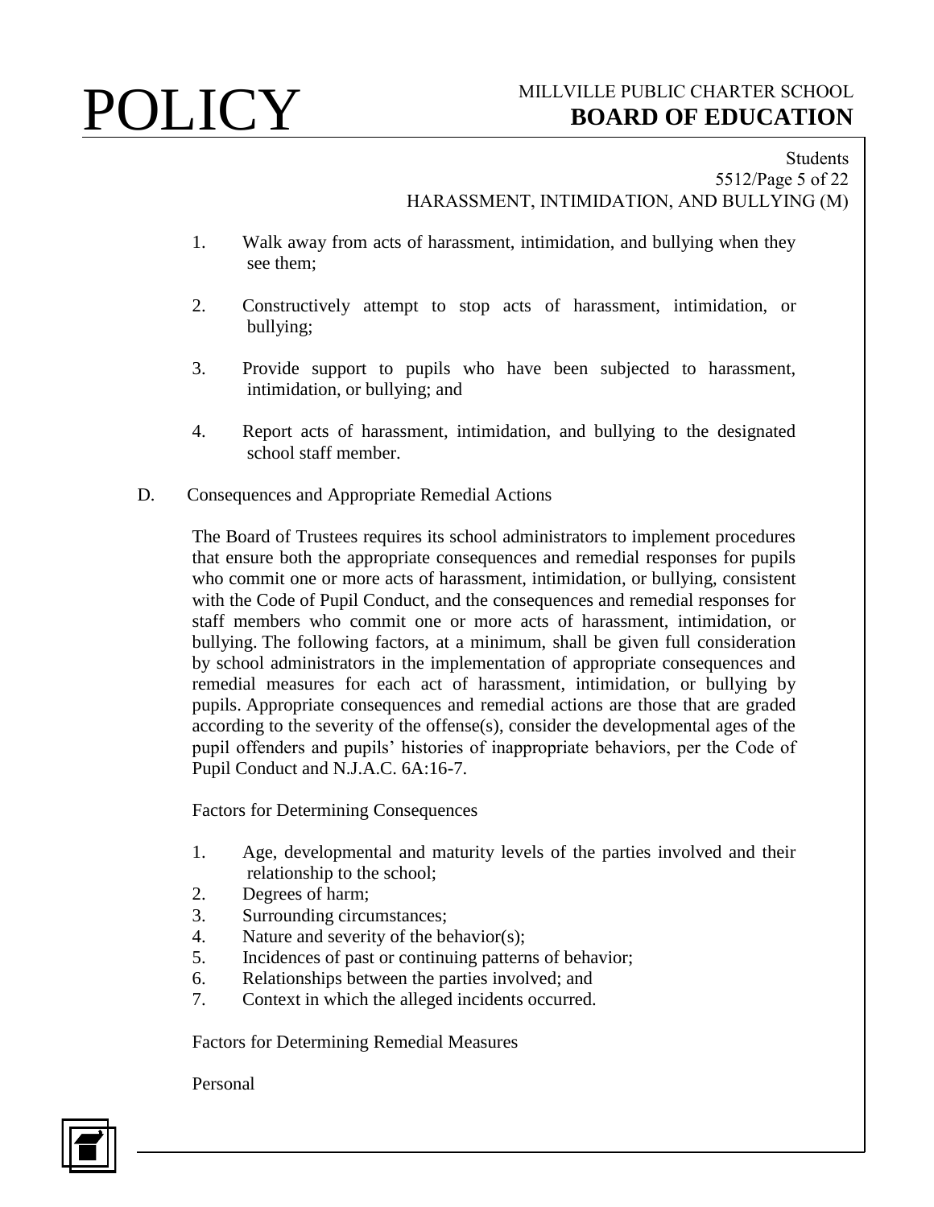1. Walk away from acts of harassment, intimidation, and bullying when they see them;

2. Constructively attempt to stop acts of harassment, intimidation, or bullying;

3. Provide support to pupils who have been subjected to harassment, intimidation, or bullying; and

4. Report acts of harassment, intimidation, and bullying to the designated school staff member.

D. Consequences and Appropriate Remedial Actions

The Board of Trustees requires its school administrators to implement procedures that ensure both the appropriate consequences and remedial responses for pupils who commit one or more acts of harassment, intimidation, or bullying, consistent with the Code of Pupil Conduct, and the consequences and remedial responses for staff members who commit one or more acts of harassment, intimidation, or bullying. The following factors, at a minimum, shall be given full consideration by school administrators in the implementation of appropriate consequences and remedial measures for each act of harassment, intimidation, or bullying by pupils. Appropriate consequences and remedial actions are those that are graded according to the severity of the offense(s), consider the developmental ages of the pupil offenders and pupils' histories of inappropriate behaviors, per the Code of Pupil Conduct and N.J.A.C. 6A:16-7.

Factors for Determining Consequences

1. Age, developmental and maturity levels of the parties involved and their relationship to the school;
2. Degrees of harm;
3. Surrounding circumstances;
4. Nature and severity of the behavior(s);
5. Incidences of past or continuing patterns of behavior;
6. Relationships between the parties involved; and
7. Context in which the alleged incidents occurred.

Factors for Determining Remedial Measures

Personal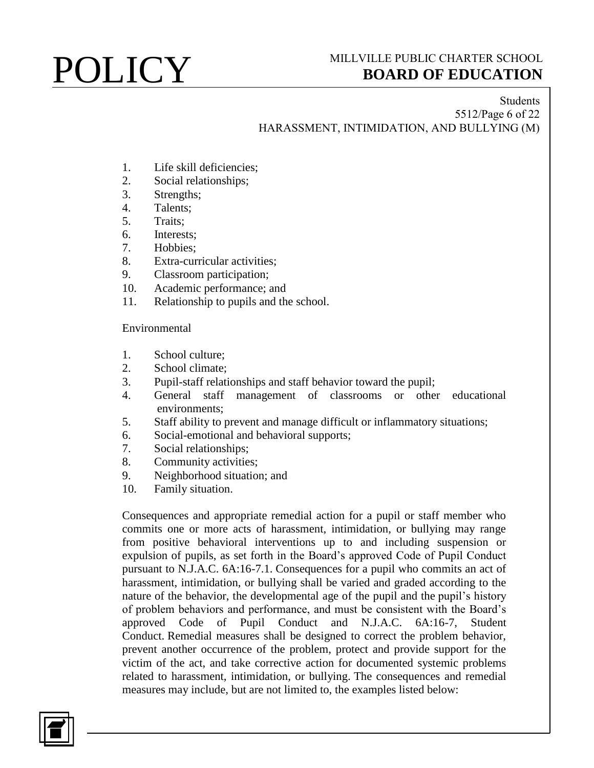1. Life skill deficiencies;
2. Social relationships;
3. Strengths;
4. Talents;
5. Traits;
6. Interests;
7. Hobbies;
8. Extra-curricular activities;
9. Classroom participation;
10. Academic performance; and
11. Relationship to pupils and the school.

Environmental

1. School culture;
2. School climate;
3. Pupil-staff relationships and staff behavior toward the pupil;
4. General staff management of classrooms or other educational environments;
5. Staff ability to prevent and manage difficult or inflammatory situations;
6. Social-emotional and behavioral supports;
7. Social relationships;
8. Community activities;
9. Neighborhood situation; and
10. Family situation.

Consequences and appropriate remedial action for a pupil or staff member who commits one or more acts of harassment, intimidation, or bullying may range from positive behavioral interventions up to and including suspension or expulsion of pupils, as set forth in the Board's approved Code of Pupil Conduct pursuant to N.J.A.C. 6A:16-7.1. Consequences for a pupil who commits an act of harassment, intimidation, or bullying shall be varied and graded according to the nature of the behavior, the developmental age of the pupil and the pupil's history of problem behaviors and performance, and must be consistent with the Board's approved Code of Pupil Conduct and N.J.A.C. 6A:16-7, Student Conduct. Remedial measures shall be designed to correct the problem behavior, prevent another occurrence of the problem, protect and provide support for the victim of the act, and take corrective action for documented systemic problems related to harassment, intimidation, or bullying. The consequences and remedial measures may include, but are not limited to, the examples listed below: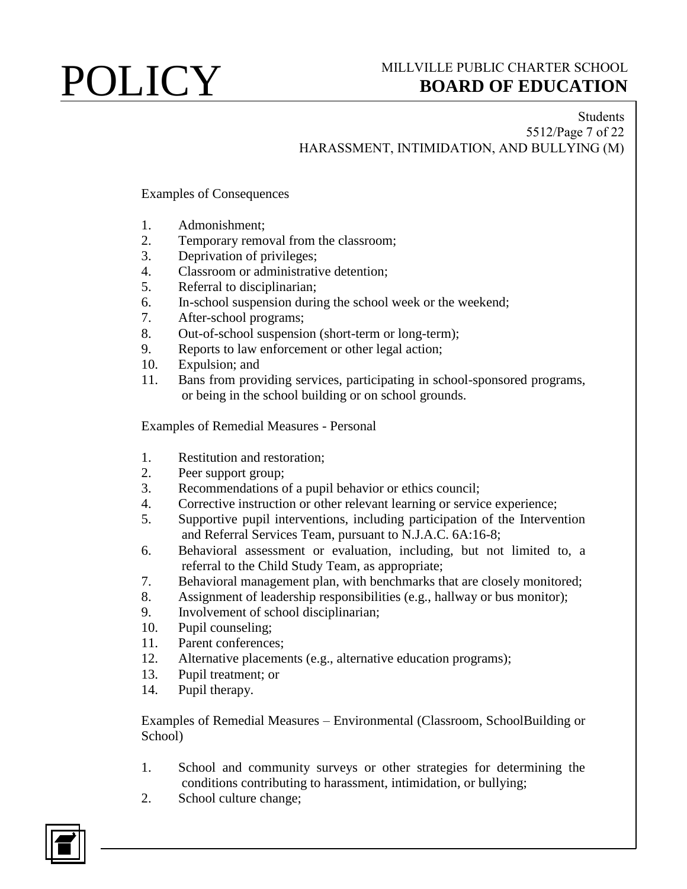Examples of Consequences

1. Admonishment;
2. Temporary removal from the classroom;
3. Deprivation of privileges;
4. Classroom or administrative detention;
5. Referral to disciplinarian;
6. In-school suspension during the school week or the weekend;
7. After-school programs;
8. Out-of-school suspension (short-term or long-term);
9. Reports to law enforcement or other legal action;
10. Expulsion; and
11. Bans from providing services, participating in school-sponsored programs, or being in the school building or on school grounds.

Examples of Remedial Measures - Personal

1. Restitution and restoration;
2. Peer support group;
3. Recommendations of a pupil behavior or ethics council;
4. Corrective instruction or other relevant learning or service experience;
5. Supportive pupil interventions, including participation of the Intervention and Referral Services Team, pursuant to N.J.A.C. 6A:16-8;
6. Behavioral assessment or evaluation, including, but not limited to, a referral to the Child Study Team, as appropriate;
7. Behavioral management plan, with benchmarks that are closely monitored;
8. Assignment of leadership responsibilities (e.g., hallway or bus monitor);
9. Involvement of school disciplinarian;
10. Pupil counseling;
11. Parent conferences;
12. Alternative placements (e.g., alternative education programs);
13. Pupil treatment; or
14. Pupil therapy.

Examples of Remedial Measures – Environmental (Classroom, SchoolBuilding or School)

1. School and community surveys or other strategies for determining the conditions contributing to harassment, intimidation, or bullying;
2. School culture change;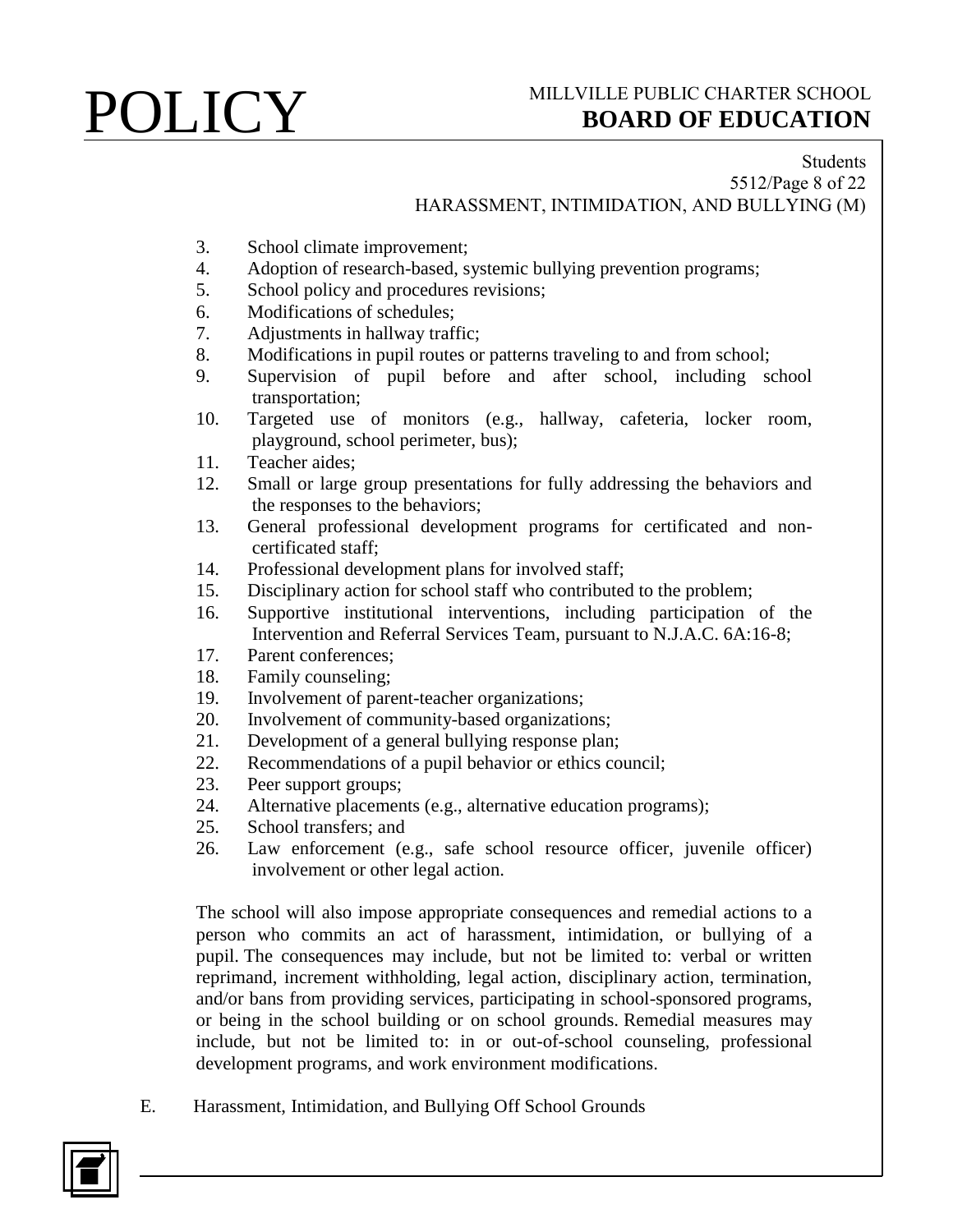3. School climate improvement;
4. Adoption of research-based, systemic bullying prevention programs;
5. School policy and procedures revisions;
6. Modifications of schedules;
7. Adjustments in hallway traffic;
8. Modifications in pupil routes or patterns traveling to and from school;
9. Supervision of pupil before and after school, including school transportation;
10. Targeted use of monitors (e.g., hallway, cafeteria, locker room, playground, school perimeter, bus);
11. Teacher aides;
12. Small or large group presentations for fully addressing the behaviors and the responses to the behaviors;
13. General professional development programs for certificated and non-certificated staff;
14. Professional development plans for involved staff;
15. Disciplinary action for school staff who contributed to the problem;
16. Supportive institutional interventions, including participation of the Intervention and Referral Services Team, pursuant to N.J.A.C. 6A:16-8;
17. Parent conferences;
18. Family counseling;
19. Involvement of parent-teacher organizations;
20. Involvement of community-based organizations;
21. Development of a general bullying response plan;
22. Recommendations of a pupil behavior or ethics council;
23. Peer support groups;
24. Alternative placements (e.g., alternative education programs);
25. School transfers; and
26. Law enforcement (e.g., safe school resource officer, juvenile officer) involvement or other legal action.

The school will also impose appropriate consequences and remedial actions to a person who commits an act of harassment, intimidation, or bullying of a pupil. The consequences may include, but not be limited to: verbal or written reprimand, increment withholding, legal action, disciplinary action, termination, and/or bans from providing services, participating in school-sponsored programs, or being in the school building or on school grounds. Remedial measures may include, but not be limited to: in or out-of-school counseling, professional development programs, and work environment modifications.

E. Harassment, Intimidation, and Bullying Off School Grounds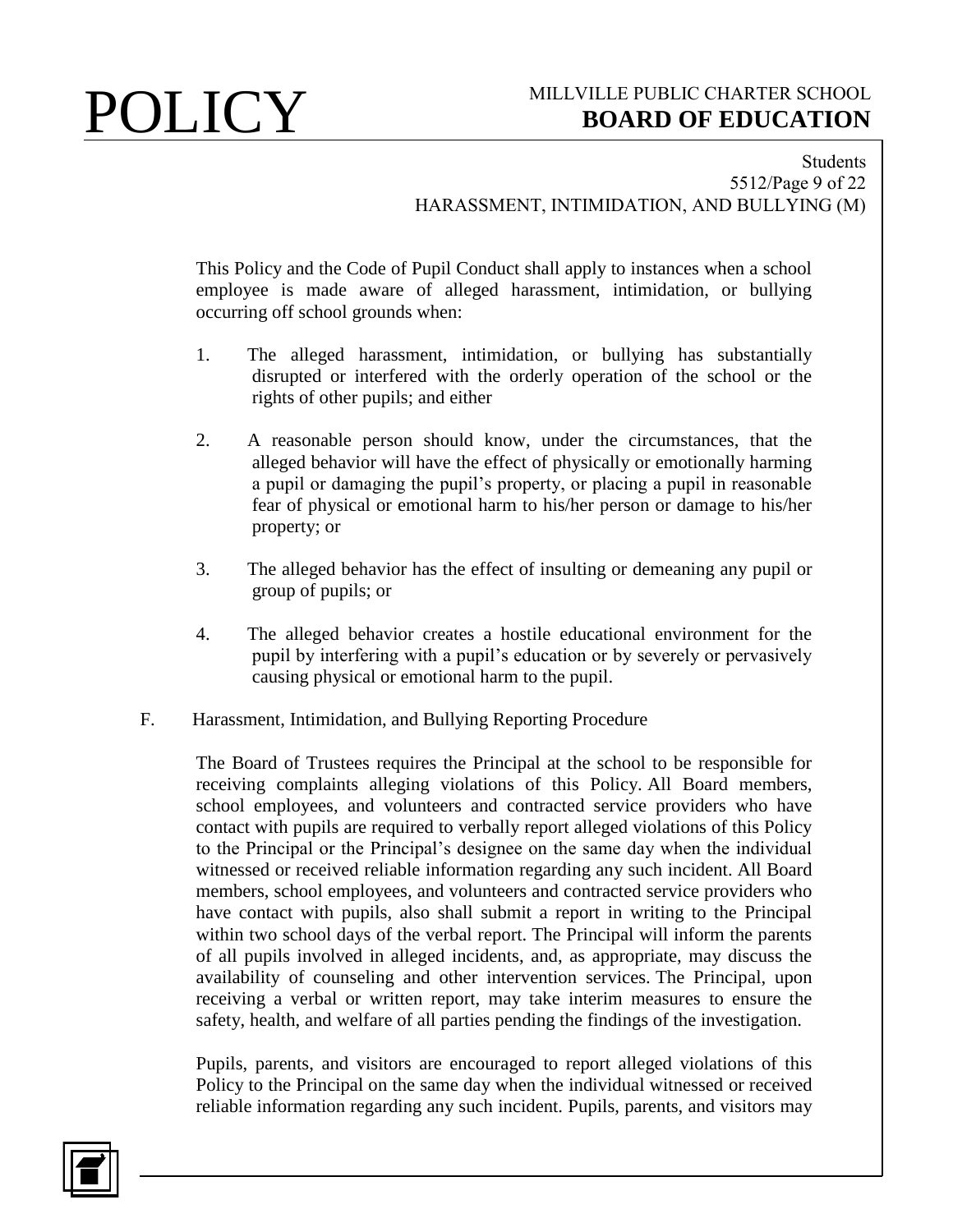This Policy and the Code of Pupil Conduct shall apply to instances when a school employee is made aware of alleged harassment, intimidation, or bullying occurring off school grounds when:

1. The alleged harassment, intimidation, or bullying has substantially disrupted or interfered with the orderly operation of the school or the rights of other pupils; and either

2. A reasonable person should know, under the circumstances, that the alleged behavior will have the effect of physically or emotionally harming a pupil or damaging the pupil's property, or placing a pupil in reasonable fear of physical or emotional harm to his/her person or damage to his/her property; or

3. The alleged behavior has the effect of insulting or demeaning any pupil or group of pupils; or

4. The alleged behavior creates a hostile educational environment for the pupil by interfering with a pupil's education or by severely or pervasively causing physical or emotional harm to the pupil.

F. Harassment, Intimidation, and Bullying Reporting Procedure

The Board of Trustees requires the Principal at the school to be responsible for receiving complaints alleging violations of this Policy. All Board members, school employees, and volunteers and contracted service providers who have contact with pupils are required to verbally report alleged violations of this Policy to the Principal or the Principal's designee on the same day when the individual witnessed or received reliable information regarding any such incident. All Board members, school employees, and volunteers and contracted service providers who have contact with pupils, also shall submit a report in writing to the Principal within two school days of the verbal report. The Principal will inform the parents of all pupils involved in alleged incidents, and, as appropriate, may discuss the availability of counseling and other intervention services. The Principal, upon receiving a verbal or written report, may take interim measures to ensure the safety, health, and welfare of all parties pending the findings of the investigation.

Pupils, parents, and visitors are encouraged to report alleged violations of this Policy to the Principal on the same day when the individual witnessed or received reliable information regarding any such incident. Pupils, parents, and visitors may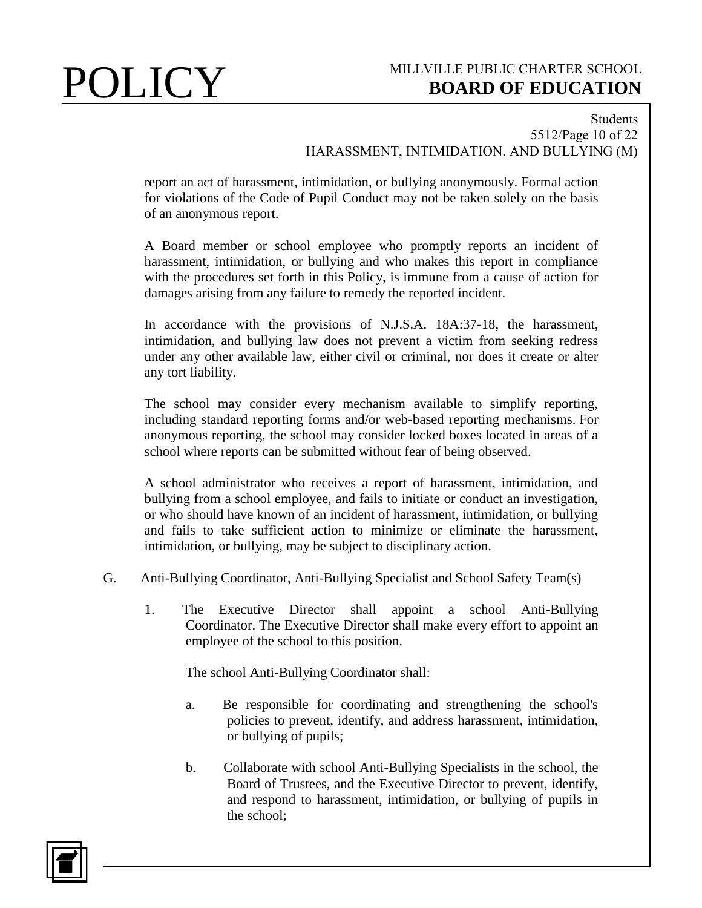report an act of harassment, intimidation, or bullying anonymously. Formal action for violations of the Code of Pupil Conduct may not be taken solely on the basis of an anonymous report.

A Board member or school employee who promptly reports an incident of harassment, intimidation, or bullying and who makes this report in compliance with the procedures set forth in this Policy, is immune from a cause of action for damages arising from any failure to remedy the reported incident.

In accordance with the provisions of N.J.S.A. 18A:37-18, the harassment, intimidation, and bullying law does not prevent a victim from seeking redress under any other available law, either civil or criminal, nor does it create or alter any tort liability.

The school may consider every mechanism available to simplify reporting, including standard reporting forms and/or web-based reporting mechanisms. For anonymous reporting, the school may consider locked boxes located in areas of a school where reports can be submitted without fear of being observed.

A school administrator who receives a report of harassment, intimidation, and bullying from a school employee, and fails to initiate or conduct an investigation, or who should have known of an incident of harassment, intimidation, or bullying and fails to take sufficient action to minimize or eliminate the harassment, intimidation, or bullying, may be subject to disciplinary action.

G. Anti-Bullying Coordinator, Anti-Bullying Specialist and School Safety Team(s)

1. The Executive Director shall appoint a school Anti-Bullying Coordinator. The Executive Director shall make every effort to appoint an employee of the school to this position.

   The school Anti-Bullying Coordinator shall:

   a. Be responsible for coordinating and strengthening the school's policies to prevent, identify, and address harassment, intimidation, or bullying of pupils;

   b. Collaborate with school Anti-Bullying Specialists in the school, the Board of Trustees, and the Executive Director to prevent, identify, and respond to harassment, intimidation, or bullying of pupils in the school;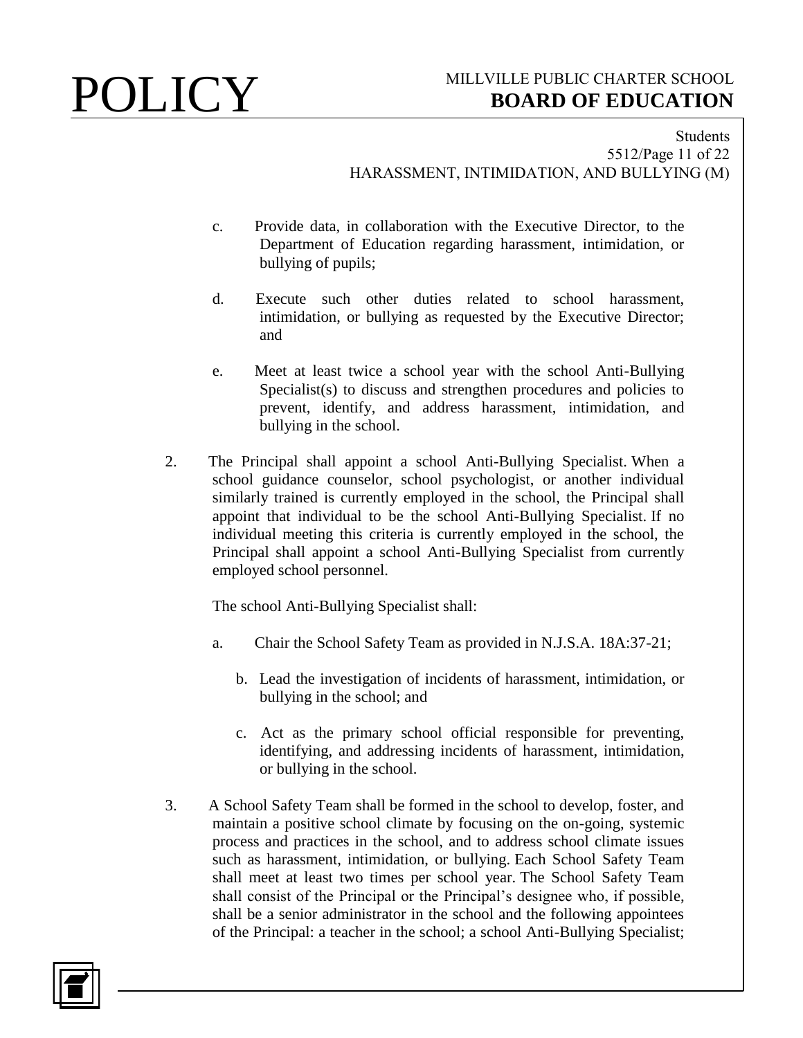c. Provide data, in collaboration with the Executive Director, to the Department of Education regarding harassment, intimidation, or bullying of pupils;

d. Execute such other duties related to school harassment, intimidation, or bullying as requested by the Executive Director; and

e. Meet at least twice a school year with the school Anti-Bullying Specialist(s) to discuss and strengthen procedures and policies to prevent, identify, and address harassment, intimidation, and bullying in the school.

2. The Principal shall appoint a school Anti-Bullying Specialist. When a school guidance counselor, school psychologist, or another individual similarly trained is currently employed in the school, the Principal shall appoint that individual to be the school Anti-Bullying Specialist. If no individual meeting this criteria is currently employed in the school, the Principal shall appoint a school Anti-Bullying Specialist from currently employed school personnel.

   The school Anti-Bullying Specialist shall:

   a. Chair the School Safety Team as provided in N.J.S.A. 18A:37-21;

   b. Lead the investigation of incidents of harassment, intimidation, or bullying in the school; and

   c. Act as the primary school official responsible for preventing, identifying, and addressing incidents of harassment, intimidation, or bullying in the school.

3. A School Safety Team shall be formed in the school to develop, foster, and maintain a positive school climate by focusing on the on-going, systemic process and practices in the school, and to address school climate issues such as harassment, intimidation, or bullying. Each School Safety Team shall meet at least two times per school year. The School Safety Team shall consist of the Principal or the Principal's designee who, if possible, shall be a senior administrator in the school and the following appointees of the Principal: a teacher in the school; a school Anti-Bullying Specialist;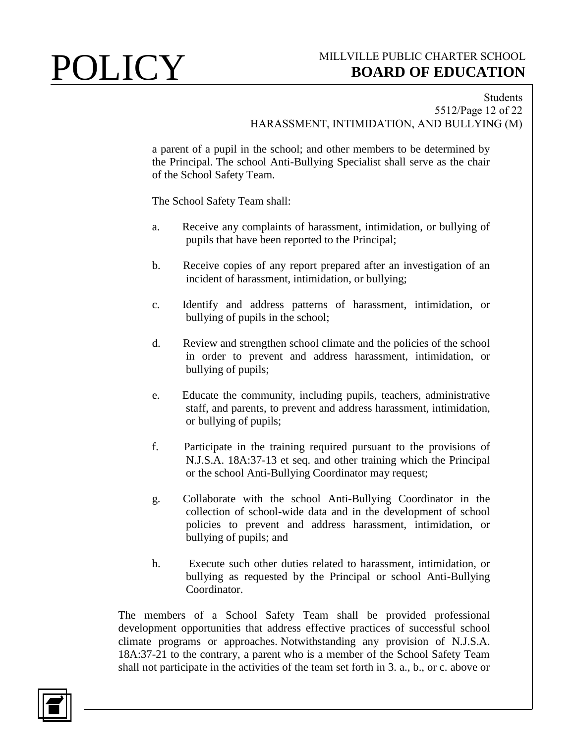a parent of a pupil in the school; and other members to be determined by the Principal. The school Anti-Bullying Specialist shall serve as the chair of the School Safety Team.

The School Safety Team shall:

a. Receive any complaints of harassment, intimidation, or bullying of pupils that have been reported to the Principal;

b. Receive copies of any report prepared after an investigation of an incident of harassment, intimidation, or bullying;

c. Identify and address patterns of harassment, intimidation, or bullying of pupils in the school;

d. Review and strengthen school climate and the policies of the school in order to prevent and address harassment, intimidation, or bullying of pupils;

e. Educate the community, including pupils, teachers, administrative staff, and parents, to prevent and address harassment, intimidation, or bullying of pupils;

f. Participate in the training required pursuant to the provisions of N.J.S.A. 18A:37-13 et seq. and other training which the Principal or the school Anti-Bullying Coordinator may request;

g. Collaborate with the school Anti-Bullying Coordinator in the collection of school-wide data and in the development of school policies to prevent and address harassment, intimidation, or bullying of pupils; and

h. Execute such other duties related to harassment, intimidation, or bullying as requested by the Principal or school Anti-Bullying Coordinator.

The members of a School Safety Team shall be provided professional development opportunities that address effective practices of successful school climate programs or approaches. Notwithstanding any provision of N.J.S.A. 18A:37-21 to the contrary, a parent who is a member of the School Safety Team shall not participate in the activities of the team set forth in 3. a., b., or c. above or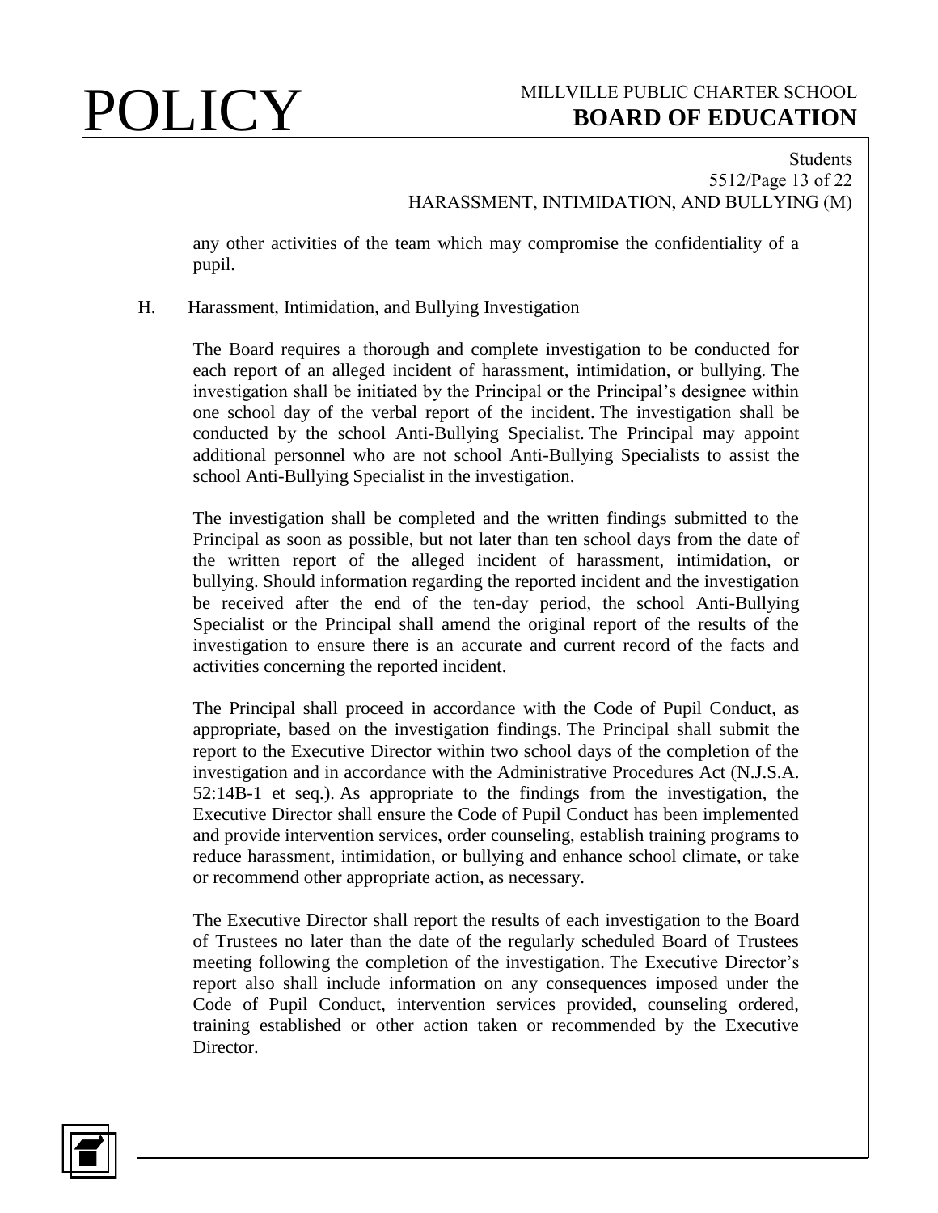any other activities of the team which may compromise the confidentiality of a pupil.

H. Harassment, Intimidation, and Bullying Investigation

The Board requires a thorough and complete investigation to be conducted for each report of an alleged incident of harassment, intimidation, or bullying. The investigation shall be initiated by the Principal or the Principal's designee within one school day of the verbal report of the incident. The investigation shall be conducted by the school Anti-Bullying Specialist. The Principal may appoint additional personnel who are not school Anti-Bullying Specialists to assist the school Anti-Bullying Specialist in the investigation.

The investigation shall be completed and the written findings submitted to the Principal as soon as possible, but not later than ten school days from the date of the written report of the alleged incident of harassment, intimidation, or bullying. Should information regarding the reported incident and the investigation be received after the end of the ten-day period, the school Anti-Bullying Specialist or the Principal shall amend the original report of the results of the investigation to ensure there is an accurate and current record of the facts and activities concerning the reported incident.

The Principal shall proceed in accordance with the Code of Pupil Conduct, as appropriate, based on the investigation findings. The Principal shall submit the report to the Executive Director within two school days of the completion of the investigation and in accordance with the Administrative Procedures Act (N.J.S.A. 52:14B-1 et seq.). As appropriate to the findings from the investigation, the Executive Director shall ensure the Code of Pupil Conduct has been implemented and provide intervention services, order counseling, establish training programs to reduce harassment, intimidation, or bullying and enhance school climate, or take or recommend other appropriate action, as necessary.

The Executive Director shall report the results of each investigation to the Board of Trustees no later than the date of the regularly scheduled Board of Trustees meeting following the completion of the investigation. The Executive Director's report also shall include information on any consequences imposed under the Code of Pupil Conduct, intervention services provided, counseling ordered, training established or other action taken or recommended by the Executive Director.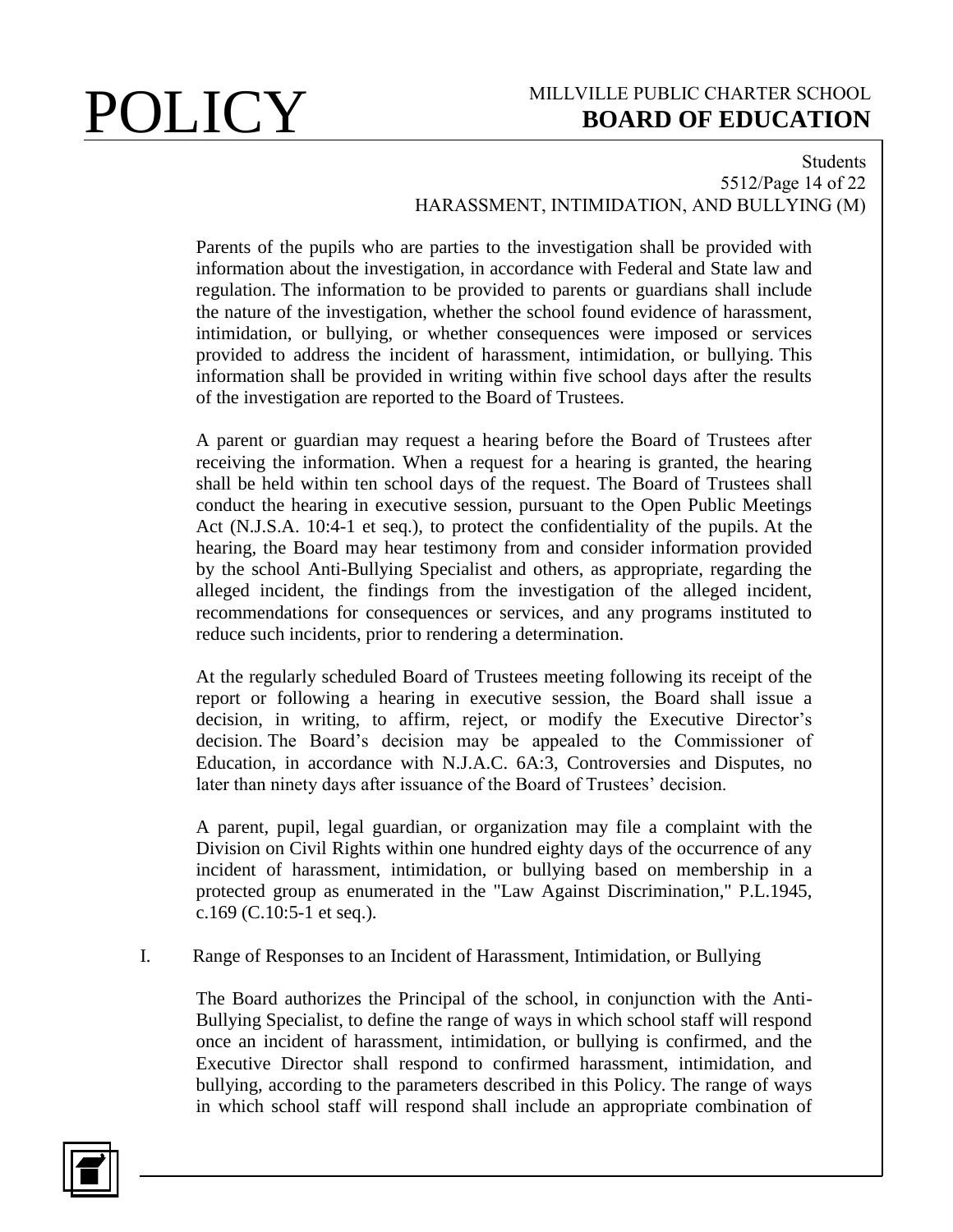Parents of the pupils who are parties to the investigation shall be provided with information about the investigation, in accordance with Federal and State law and regulation. The information to be provided to parents or guardians shall include the nature of the investigation, whether the school found evidence of harassment, intimidation, or bullying, or whether consequences were imposed or services provided to address the incident of harassment, intimidation, or bullying. This information shall be provided in writing within five school days after the results of the investigation are reported to the Board of Trustees.

A parent or guardian may request a hearing before the Board of Trustees after receiving the information. When a request for a hearing is granted, the hearing shall be held within ten school days of the request. The Board of Trustees shall conduct the hearing in executive session, pursuant to the Open Public Meetings Act (N.J.S.A. 10:4-1 et seq.), to protect the confidentiality of the pupils. At the hearing, the Board may hear testimony from and consider information provided by the school Anti-Bullying Specialist and others, as appropriate, regarding the alleged incident, the findings from the investigation of the alleged incident, recommendations for consequences or services, and any programs instituted to reduce such incidents, prior to rendering a determination.

At the regularly scheduled Board of Trustees meeting following its receipt of the report or following a hearing in executive session, the Board shall issue a decision, in writing, to affirm, reject, or modify the Executive Director's decision. The Board's decision may be appealed to the Commissioner of Education, in accordance with N.J.A.C. 6A:3, Controversies and Disputes, no later than ninety days after issuance of the Board of Trustees' decision.

A parent, pupil, legal guardian, or organization may file a complaint with the Division on Civil Rights within one hundred eighty days of the occurrence of any incident of harassment, intimidation, or bullying based on membership in a protected group as enumerated in the "Law Against Discrimination," P.L.1945, c.169 (C.10:5-1 et seq.).

I. Range of Responses to an Incident of Harassment, Intimidation, or Bullying

The Board authorizes the Principal of the school, in conjunction with the Anti-Bullying Specialist, to define the range of ways in which school staff will respond once an incident of harassment, intimidation, or bullying is confirmed, and the Executive Director shall respond to confirmed harassment, intimidation, and bullying, according to the parameters described in this Policy. The range of ways in which school staff will respond shall include an appropriate combination of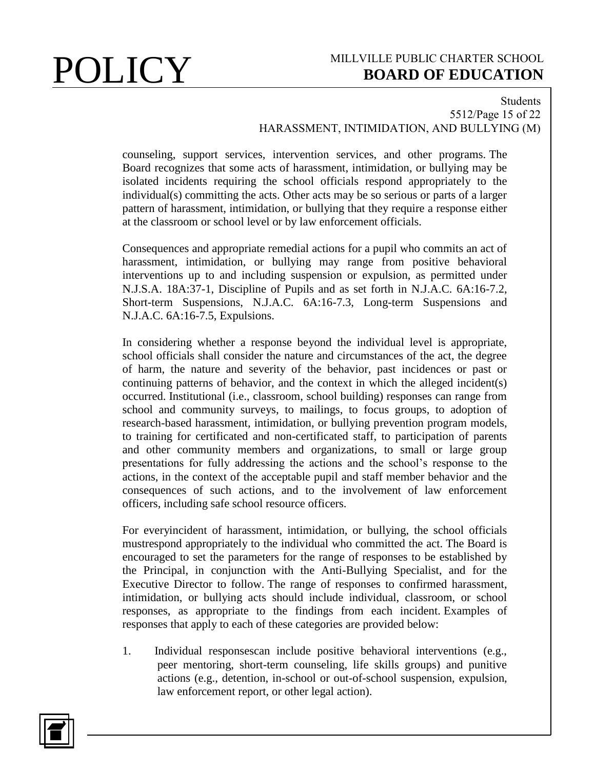counseling, support services, intervention services, and other programs. The Board recognizes that some acts of harassment, intimidation, or bullying may be isolated incidents requiring the school officials respond appropriately to the individual(s) committing the acts. Other acts may be so serious or parts of a larger pattern of harassment, intimidation, or bullying that they require a response either at the classroom or school level or by law enforcement officials.

Consequences and appropriate remedial actions for a pupil who commits an act of harassment, intimidation, or bullying may range from positive behavioral interventions up to and including suspension or expulsion, as permitted under N.J.S.A. 18A:37-1, Discipline of Pupils and as set forth in N.J.A.C. 6A:16-7.2, Short-term Suspensions, N.J.A.C. 6A:16-7.3, Long-term Suspensions and N.J.A.C. 6A:16-7.5, Expulsions.

In considering whether a response beyond the individual level is appropriate, school officials shall consider the nature and circumstances of the act, the degree of harm, the nature and severity of the behavior, past incidences or past or continuing patterns of behavior, and the context in which the alleged incident(s) occurred. Institutional (i.e., classroom, school building) responses can range from school and community surveys, to mailings, to focus groups, to adoption of research-based harassment, intimidation, or bullying prevention program models, to training for certificated and non-certificated staff, to participation of parents and other community members and organizations, to small or large group presentations for fully addressing the actions and the school's response to the actions, in the context of the acceptable pupil and staff member behavior and the consequences of such actions, and to the involvement of law enforcement officers, including safe school resource officers.

For everyincident of harassment, intimidation, or bullying, the school officials mustrespond appropriately to the individual who committed the act. The Board is encouraged to set the parameters for the range of responses to be established by the Principal, in conjunction with the Anti-Bullying Specialist, and for the Executive Director to follow. The range of responses to confirmed harassment, intimidation, or bullying acts should include individual, classroom, or school responses, as appropriate to the findings from each incident. Examples of responses that apply to each of these categories are provided below:

1. Individual responsescan include positive behavioral interventions (e.g., peer mentoring, short-term counseling, life skills groups) and punitive actions (e.g., detention, in-school or out-of-school suspension, expulsion, law enforcement report, or other legal action).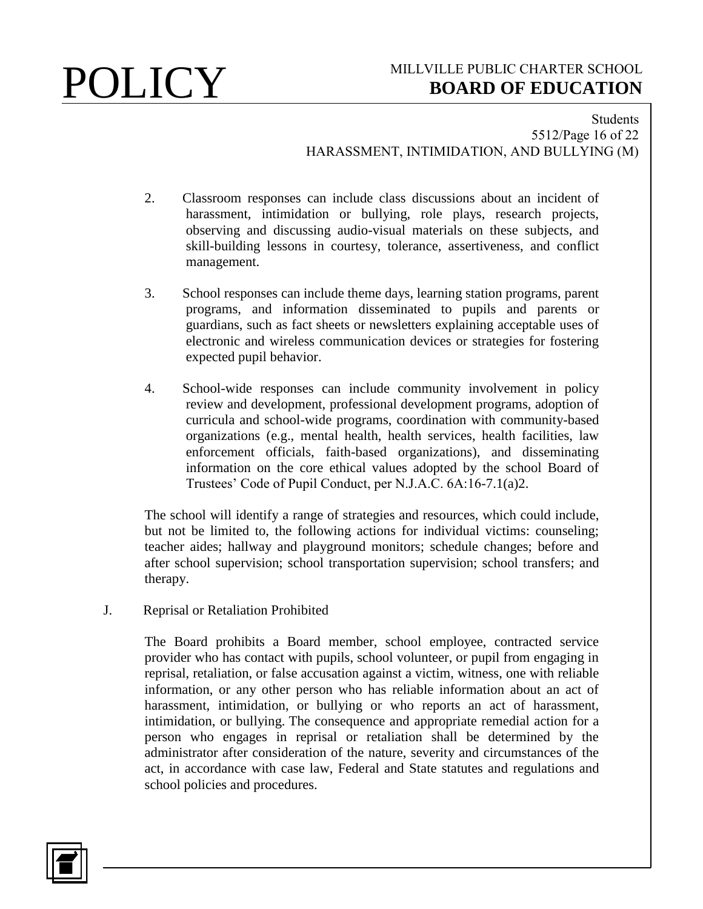2. Classroom responses can include class discussions about an incident of harassment, intimidation or bullying, role plays, research projects, observing and discussing audio-visual materials on these subjects, and skill-building lessons in courtesy, tolerance, assertiveness, and conflict management.

3. School responses can include theme days, learning station programs, parent programs, and information disseminated to pupils and parents or guardians, such as fact sheets or newsletters explaining acceptable uses of electronic and wireless communication devices or strategies for fostering expected pupil behavior.

4. School-wide responses can include community involvement in policy review and development, professional development programs, adoption of curricula and school-wide programs, coordination with community-based organizations (e.g., mental health, health services, health facilities, law enforcement officials, faith-based organizations), and disseminating information on the core ethical values adopted by the school Board of Trustees' Code of Pupil Conduct, per N.J.A.C. 6A:16-7.1(a)2.

The school will identify a range of strategies and resources, which could include, but not be limited to, the following actions for individual victims: counseling; teacher aides; hallway and playground monitors; schedule changes; before and after school supervision; school transportation supervision; school transfers; and therapy.

J. Reprisal or Retaliation Prohibited

The Board prohibits a Board member, school employee, contracted service provider who has contact with pupils, school volunteer, or pupil from engaging in reprisal, retaliation, or false accusation against a victim, witness, one with reliable information, or any other person who has reliable information about an act of harassment, intimidation, or bullying or who reports an act of harassment, intimidation, or bullying. The consequence and appropriate remedial action for a person who engages in reprisal or retaliation shall be determined by the administrator after consideration of the nature, severity and circumstances of the act, in accordance with case law, Federal and State statutes and regulations and school policies and procedures.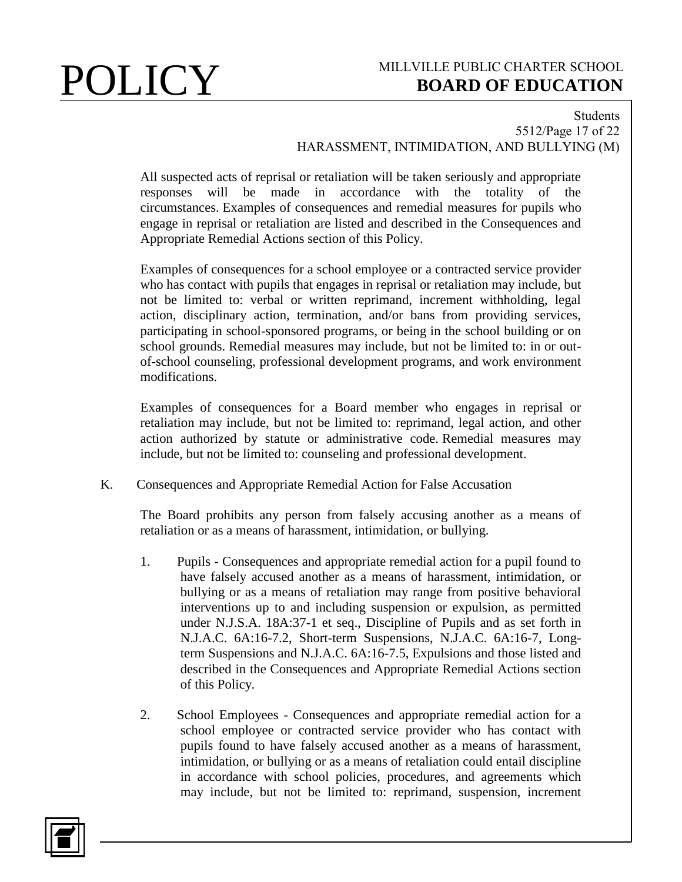All suspected acts of reprisal or retaliation will be taken seriously and appropriate responses will be made in accordance with the totality of the circumstances. Examples of consequences and remedial measures for pupils who engage in reprisal or retaliation are listed and described in the Consequences and Appropriate Remedial Actions section of this Policy.

Examples of consequences for a school employee or a contracted service provider who has contact with pupils that engages in reprisal or retaliation may include, but not be limited to: verbal or written reprimand, increment withholding, legal action, disciplinary action, termination, and/or bans from providing services, participating in school-sponsored programs, or being in the school building or on school grounds. Remedial measures may include, but not be limited to: in or out-of-school counseling, professional development programs, and work environment modifications.

Examples of consequences for a Board member who engages in reprisal or retaliation may include, but not be limited to: reprimand, legal action, and other action authorized by statute or administrative code. Remedial measures may include, but not be limited to: counseling and professional development.

K. Consequences and Appropriate Remedial Action for False Accusation

The Board prohibits any person from falsely accusing another as a means of retaliation or as a means of harassment, intimidation, or bullying.

1. Pupils - Consequences and appropriate remedial action for a pupil found to have falsely accused another as a means of harassment, intimidation, or bullying or as a means of retaliation may range from positive behavioral interventions up to and including suspension or expulsion, as permitted under N.J.S.A. 18A:37-1 et seq., Discipline of Pupils and as set forth in N.J.A.C. 6A:16-7.2, Short-term Suspensions, N.J.A.C. 6A:16-7, Long-term Suspensions and N.J.A.C. 6A:16-7.5, Expulsions and those listed and described in the Consequences and Appropriate Remedial Actions section of this Policy.

2. School Employees - Consequences and appropriate remedial action for a school employee or contracted service provider who has contact with pupils found to have falsely accused another as a means of harassment, intimidation, or bullying or as a means of retaliation could entail discipline in accordance with school policies, procedures, and agreements which may include, but not be limited to: reprimand, suspension, increment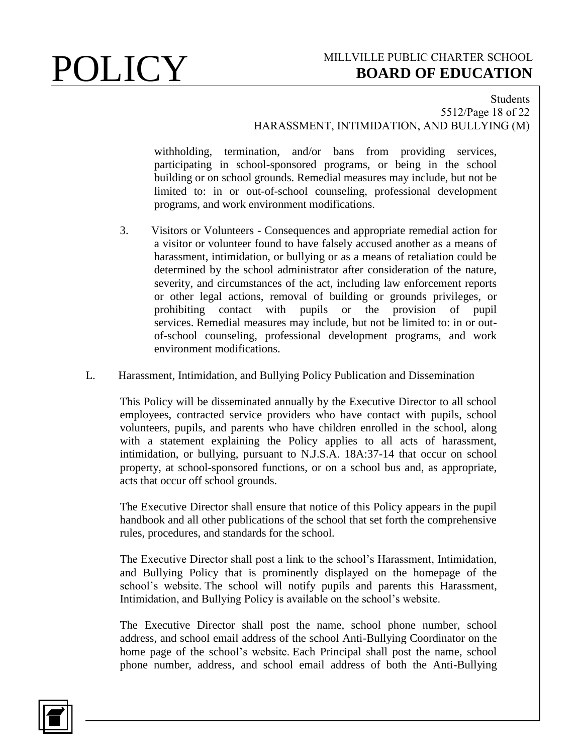withholding, termination, and/or bans from providing services, participating in school-sponsored programs, or being in the school building or on school grounds. Remedial measures may include, but not be limited to: in or out-of-school counseling, professional development programs, and work environment modifications.

3. Visitors or Volunteers - Consequences and appropriate remedial action for a visitor or volunteer found to have falsely accused another as a means of harassment, intimidation, or bullying or as a means of retaliation could be determined by the school administrator after consideration of the nature, severity, and circumstances of the act, including law enforcement reports or other legal actions, removal of building or grounds privileges, or prohibiting contact with pupils or the provision of pupil services. Remedial measures may include, but not be limited to: in or out-of-school counseling, professional development programs, and work environment modifications.

L. Harassment, Intimidation, and Bullying Policy Publication and Dissemination

This Policy will be disseminated annually by the Executive Director to all school employees, contracted service providers who have contact with pupils, school volunteers, pupils, and parents who have children enrolled in the school, along with a statement explaining the Policy applies to all acts of harassment, intimidation, or bullying, pursuant to N.J.S.A. 18A:37-14 that occur on school property, at school-sponsored functions, or on a school bus and, as appropriate, acts that occur off school grounds.

The Executive Director shall ensure that notice of this Policy appears in the pupil handbook and all other publications of the school that set forth the comprehensive rules, procedures, and standards for the school.

The Executive Director shall post a link to the school's Harassment, Intimidation, and Bullying Policy that is prominently displayed on the homepage of the school's website. The school will notify pupils and parents this Harassment, Intimidation, and Bullying Policy is available on the school's website.

The Executive Director shall post the name, school phone number, school address, and school email address of the school Anti-Bullying Coordinator on the home page of the school's website. Each Principal shall post the name, school phone number, address, and school email address of both the Anti-Bullying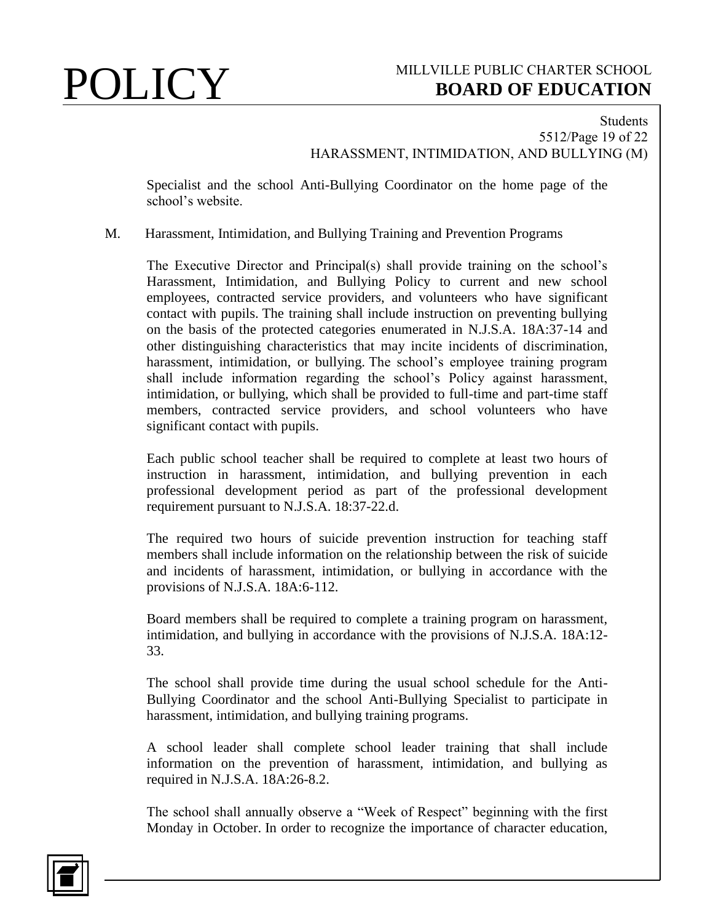Specialist and the school Anti-Bullying Coordinator on the home page of the school's website.

M. Harassment, Intimidation, and Bullying Training and Prevention Programs

The Executive Director and Principal(s) shall provide training on the school's Harassment, Intimidation, and Bullying Policy to current and new school employees, contracted service providers, and volunteers who have significant contact with pupils. The training shall include instruction on preventing bullying on the basis of the protected categories enumerated in N.J.S.A. 18A:37-14 and other distinguishing characteristics that may incite incidents of discrimination, harassment, intimidation, or bullying. The school's employee training program shall include information regarding the school's Policy against harassment, intimidation, or bullying, which shall be provided to full-time and part-time staff members, contracted service providers, and school volunteers who have significant contact with pupils.

Each public school teacher shall be required to complete at least two hours of instruction in harassment, intimidation, and bullying prevention in each professional development period as part of the professional development requirement pursuant to N.J.S.A. 18:37-22.d.

The required two hours of suicide prevention instruction for teaching staff members shall include information on the relationship between the risk of suicide and incidents of harassment, intimidation, or bullying in accordance with the provisions of N.J.S.A. 18A:6-112.

Board members shall be required to complete a training program on harassment, intimidation, and bullying in accordance with the provisions of N.J.S.A. 18A:12-33.

The school shall provide time during the usual school schedule for the Anti-Bullying Coordinator and the school Anti-Bullying Specialist to participate in harassment, intimidation, and bullying training programs.

A school leader shall complete school leader training that shall include information on the prevention of harassment, intimidation, and bullying as required in N.J.S.A. 18A:26-8.2.

The school shall annually observe a "Week of Respect" beginning with the first Monday in October. In order to recognize the importance of character education,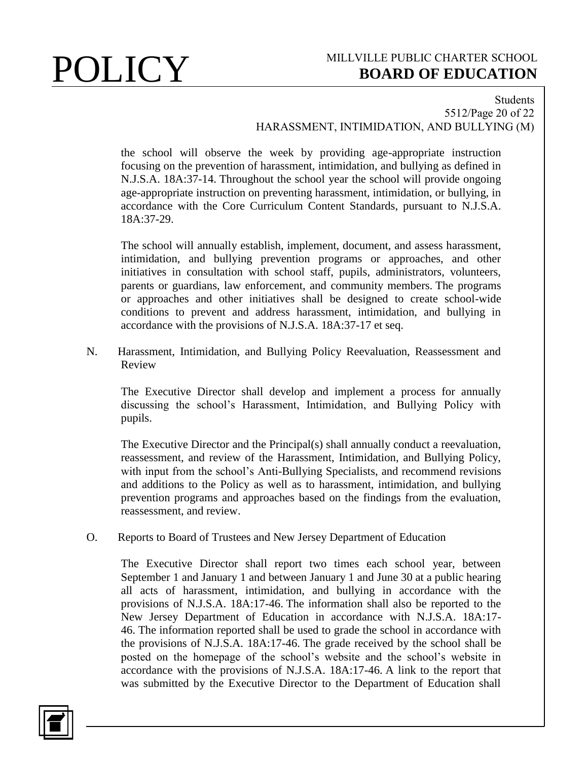the school will observe the week by providing age-appropriate instruction focusing on the prevention of harassment, intimidation, and bullying as defined in N.J.S.A. 18A:37-14. Throughout the school year the school will provide ongoing age-appropriate instruction on preventing harassment, intimidation, or bullying, in accordance with the Core Curriculum Content Standards, pursuant to N.J.S.A. 18A:37-29.

The school will annually establish, implement, document, and assess harassment, intimidation, and bullying prevention programs or approaches, and other initiatives in consultation with school staff, pupils, administrators, volunteers, parents or guardians, law enforcement, and community members. The programs or approaches and other initiatives shall be designed to create school-wide conditions to prevent and address harassment, intimidation, and bullying in accordance with the provisions of N.J.S.A. 18A:37-17 et seq.

N. Harassment, Intimidation, and Bullying Policy Reevaluation, Reassessment and Review

The Executive Director shall develop and implement a process for annually discussing the school's Harassment, Intimidation, and Bullying Policy with pupils.

The Executive Director and the Principal(s) shall annually conduct a reevaluation, reassessment, and review of the Harassment, Intimidation, and Bullying Policy, with input from the school's Anti-Bullying Specialists, and recommend revisions and additions to the Policy as well as to harassment, intimidation, and bullying prevention programs and approaches based on the findings from the evaluation, reassessment, and review.

O. Reports to Board of Trustees and New Jersey Department of Education

The Executive Director shall report two times each school year, between September 1 and January 1 and between January 1 and June 30 at a public hearing all acts of harassment, intimidation, and bullying in accordance with the provisions of N.J.S.A. 18A:17-46. The information shall also be reported to the New Jersey Department of Education in accordance with N.J.S.A. 18A:17-46. The information reported shall be used to grade the school in accordance with the provisions of N.J.S.A. 18A:17-46. The grade received by the school shall be posted on the homepage of the school's website and the school's website in accordance with the provisions of N.J.S.A. 18A:17-46. A link to the report that was submitted by the Executive Director to the Department of Education shall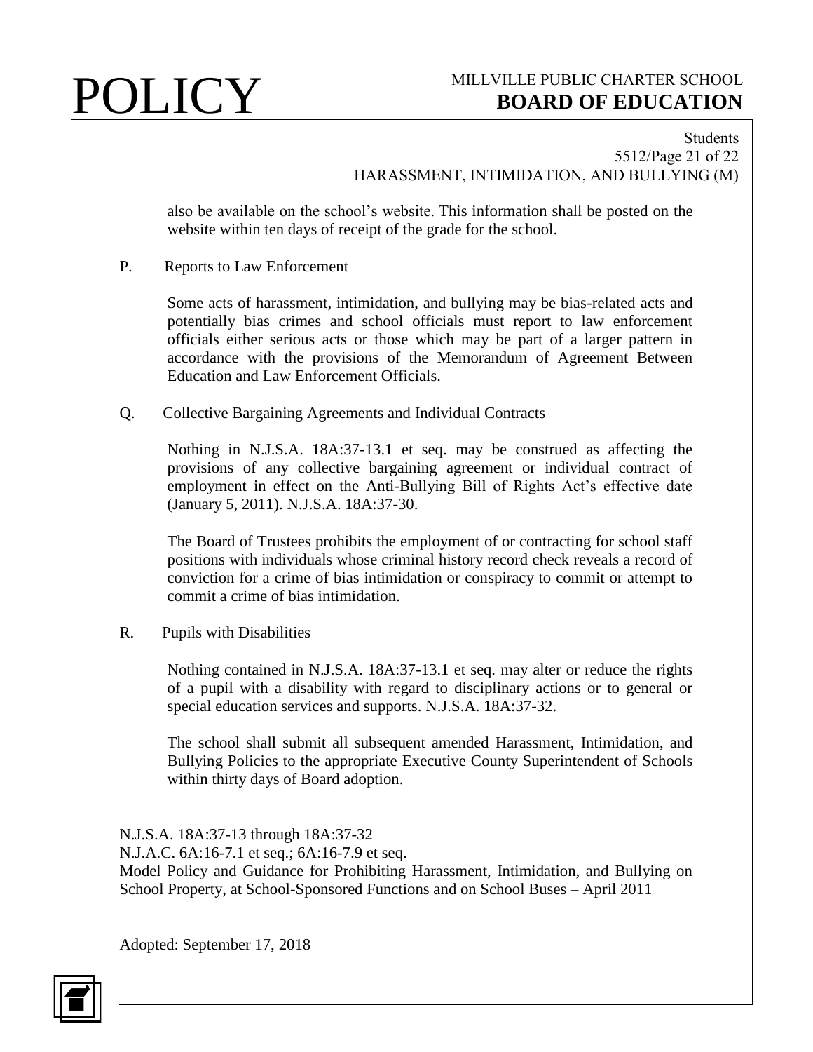also be available on the school's website. This information shall be posted on the website within ten days of receipt of the grade for the school.

P. Reports to Law Enforcement

Some acts of harassment, intimidation, and bullying may be bias-related acts and potentially bias crimes and school officials must report to law enforcement officials either serious acts or those which may be part of a larger pattern in accordance with the provisions of the Memorandum of Agreement Between Education and Law Enforcement Officials.

Q. Collective Bargaining Agreements and Individual Contracts

Nothing in N.J.S.A. 18A:37-13.1 et seq. may be construed as affecting the provisions of any collective bargaining agreement or individual contract of employment in effect on the Anti-Bullying Bill of Rights Act's effective date (January 5, 2011). N.J.S.A. 18A:37-30.

The Board of Trustees prohibits the employment of or contracting for school staff positions with individuals whose criminal history record check reveals a record of conviction for a crime of bias intimidation or conspiracy to commit or attempt to commit a crime of bias intimidation.

R. Pupils with Disabilities

Nothing contained in N.J.S.A. 18A:37-13.1 et seq. may alter or reduce the rights of a pupil with a disability with regard to disciplinary actions or to general or special education services and supports. N.J.S.A. 18A:37-32.

The school shall submit all subsequent amended Harassment, Intimidation, and Bullying Policies to the appropriate Executive County Superintendent of Schools within thirty days of Board adoption.

N.J.S.A. 18A:37-13 through 18A:37-32
N.J.A.C. 6A:16-7.1 et seq.; 6A:16-7.9 et seq.
Model Policy and Guidance for Prohibiting Harassment, Intimidation, and Bullying on School Property, at School-Sponsored Functions and on School Buses – April 2011

Adopted: September 17, 2018